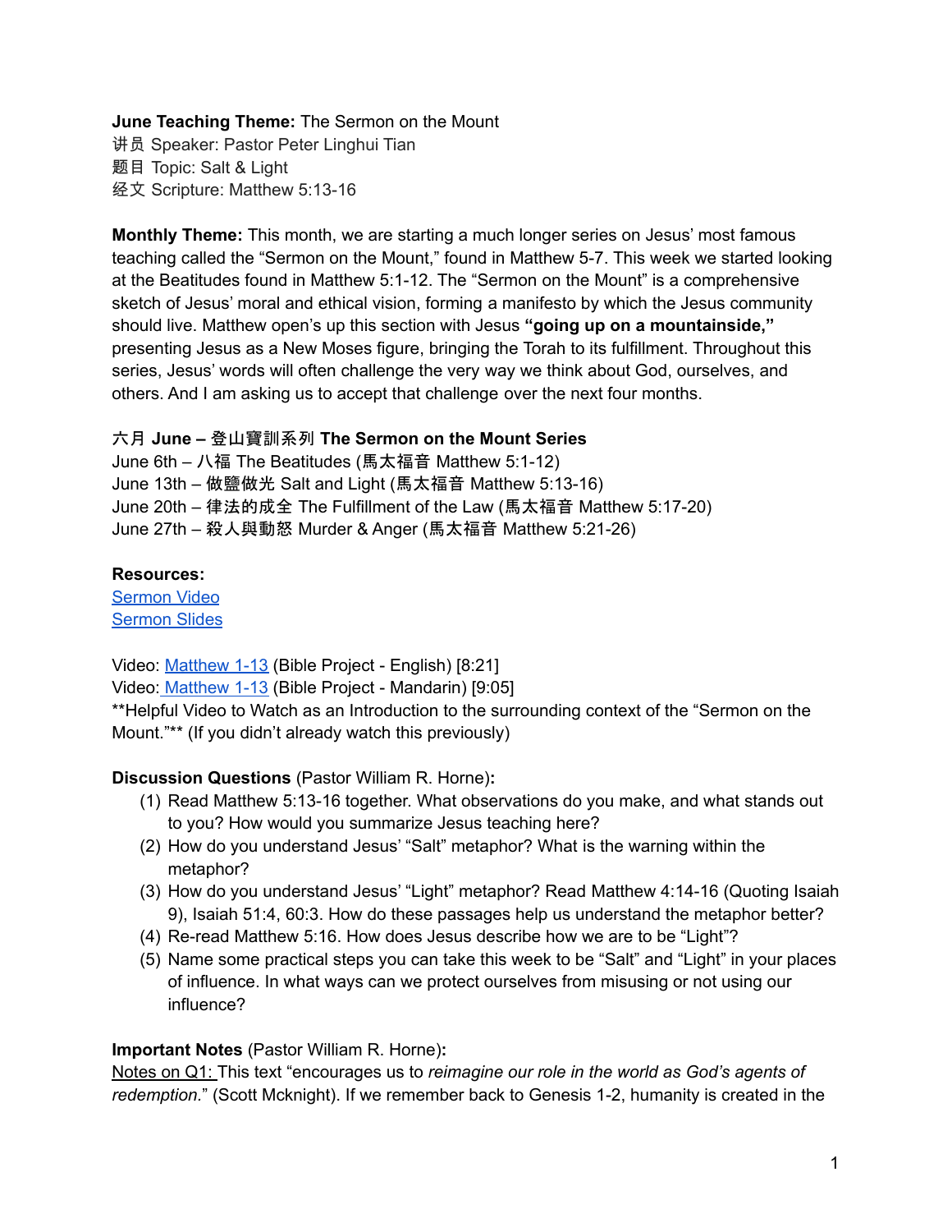**June Teaching Theme:** The Sermon on the Mount
讲员 Speaker: Pastor Peter Linghui Tian
题目 Topic: Salt & Light
经文 Scripture: Matthew 5:13-16

**Monthly Theme:** This month, we are starting a much longer series on Jesus' most famous teaching called the "Sermon on the Mount," found in Matthew 5-7. This week we started looking at the Beatitudes found in Matthew 5:1-12. The "Sermon on the Mount" is a comprehensive sketch of Jesus' moral and ethical vision, forming a manifesto by which the Jesus community should live. Matthew open's up this section with Jesus **"going up on a mountainside,"** presenting Jesus as a New Moses figure, bringing the Torah to its fulfillment. Throughout this series, Jesus' words will often challenge the very way we think about God, ourselves, and others. And I am asking us to accept that challenge over the next four months.

六月 **June – 登山寶訓系列 The Sermon on the Mount Series**
June 6th – 八福 The Beatitudes (馬太福音 Matthew 5:1-12)
June 13th – 做鹽做光 Salt and Light (馬太福音 Matthew 5:13-16)
June 20th – 律法的成全 The Fulfillment of the Law (馬太福音 Matthew 5:17-20)
June 27th – 殺人與動怒 Murder & Anger (馬太福音 Matthew 5:21-26)

**Resources:**
Sermon Video
Sermon Slides

Video: Matthew 1-13 (Bible Project - English) [8:21]
Video: Matthew 1-13 (Bible Project - Mandarin) [9:05]
**Helpful Video to Watch as an Introduction to the surrounding context of the "Sermon on the Mount."** (If you didn't already watch this previously)

**Discussion Questions** (Pastor William R. Horne)**:**

(1) Read Matthew 5:13-16 together. What observations do you make, and what stands out to you? How would you summarize Jesus teaching here?
(2) How do you understand Jesus' "Salt" metaphor? What is the warning within the metaphor?
(3) How do you understand Jesus' "Light" metaphor? Read Matthew 4:14-16 (Quoting Isaiah 9), Isaiah 51:4, 60:3. How do these passages help us understand the metaphor better?
(4) Re-read Matthew 5:16. How does Jesus describe how we are to be "Light"?
(5) Name some practical steps you can take this week to be "Salt" and "Light" in your places of influence. In what ways can we protect ourselves from misusing or not using our influence?

**Important Notes** (Pastor William R. Horne)**:**
Notes on Q1: This text "encourages us to *reimagine our role in the world as God's agents of redemption*." (Scott Mcknight). If we remember back to Genesis 1-2, humanity is created in the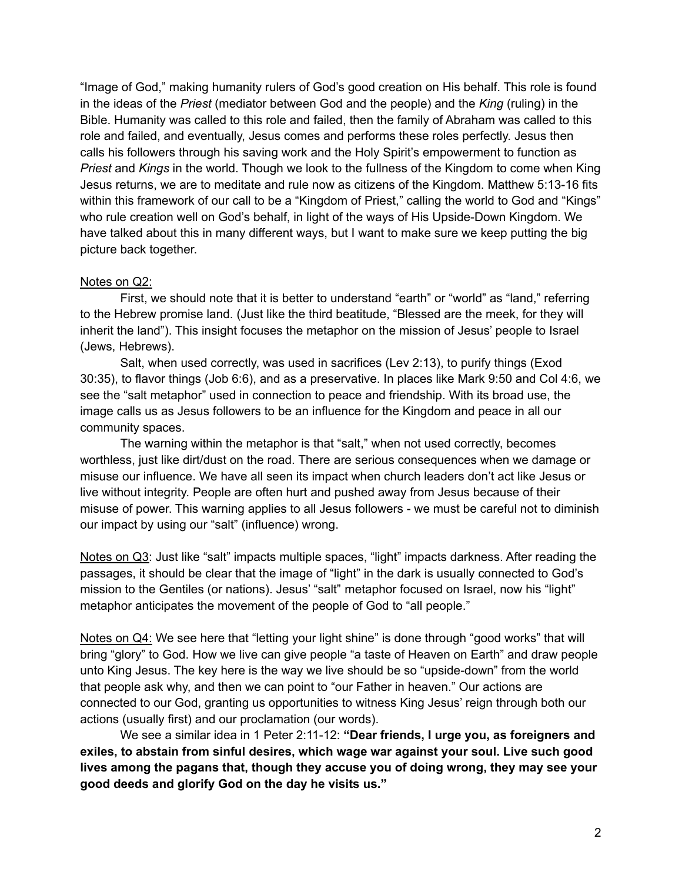"Image of God," making humanity rulers of God's good creation on His behalf. This role is found in the ideas of the *Priest* (mediator between God and the people) and the *King* (ruling) in the Bible. Humanity was called to this role and failed, then the family of Abraham was called to this role and failed, and eventually, Jesus comes and performs these roles perfectly. Jesus then calls his followers through his saving work and the Holy Spirit's empowerment to function as *Priest* and *Kings* in the world. Though we look to the fullness of the Kingdom to come when King Jesus returns, we are to meditate and rule now as citizens of the Kingdom. Matthew 5:13-16 fits within this framework of our call to be a "Kingdom of Priest," calling the world to God and "Kings" who rule creation well on God's behalf, in light of the ways of His Upside-Down Kingdom. We have talked about this in many different ways, but I want to make sure we keep putting the big picture back together.

<u>Notes on Q2:</u>

First, we should note that it is better to understand "earth" or "world" as "land," referring to the Hebrew promise land. (Just like the third beatitude, "Blessed are the meek, for they will inherit the land"). This insight focuses the metaphor on the mission of Jesus' people to Israel (Jews, Hebrews).

Salt, when used correctly, was used in sacrifices (Lev 2:13), to purify things (Exod 30:35), to flavor things (Job 6:6), and as a preservative. In places like Mark 9:50 and Col 4:6, we see the "salt metaphor" used in connection to peace and friendship. With its broad use, the image calls us as Jesus followers to be an influence for the Kingdom and peace in all our community spaces.

The warning within the metaphor is that "salt," when not used correctly, becomes worthless, just like dirt/dust on the road. There are serious consequences when we damage or misuse our influence. We have all seen its impact when church leaders don't act like Jesus or live without integrity. People are often hurt and pushed away from Jesus because of their misuse of power. This warning applies to all Jesus followers - we must be careful not to diminish our impact by using our "salt" (influence) wrong.

<u>Notes on Q3</u>: Just like "salt" impacts multiple spaces, "light" impacts darkness. After reading the passages, it should be clear that the image of "light" in the dark is usually connected to God's mission to the Gentiles (or nations). Jesus' "salt" metaphor focused on Israel, now his "light" metaphor anticipates the movement of the people of God to "all people."

<u>Notes on Q4:</u> We see here that "letting your light shine" is done through "good works" that will bring "glory" to God. How we live can give people "a taste of Heaven on Earth" and draw people unto King Jesus. The key here is the way we live should be so "upside-down" from the world that people ask why, and then we can point to "our Father in heaven." Our actions are connected to our God, granting us opportunities to witness King Jesus' reign through both our actions (usually first) and our proclamation (our words).

We see a similar idea in 1 Peter 2:11-12: **"Dear friends, I urge you, as foreigners and exiles, to abstain from sinful desires, which wage war against your soul. Live such good lives among the pagans that, though they accuse you of doing wrong, they may see your good deeds and glorify God on the day he visits us."**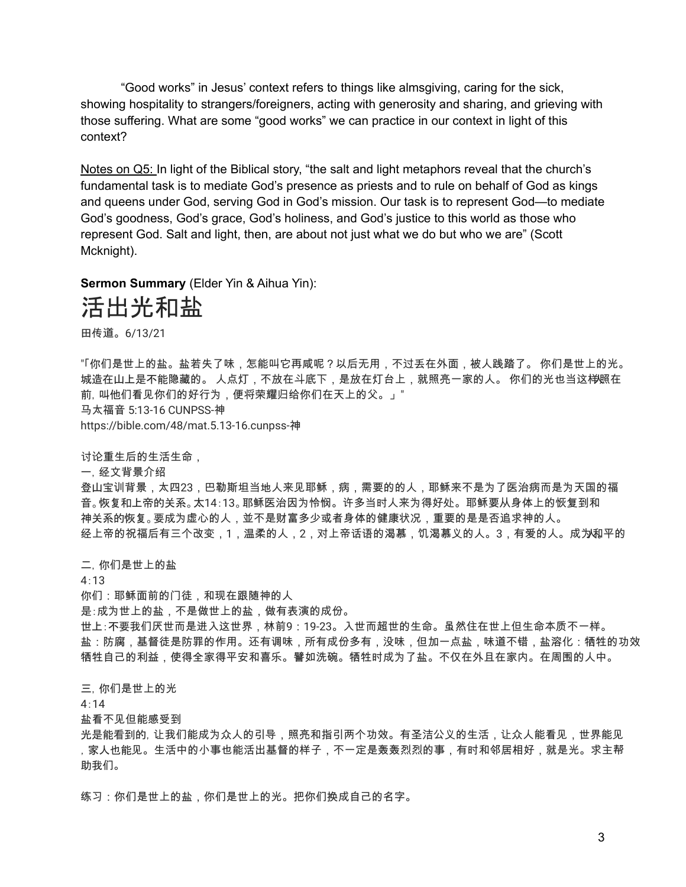"Good works" in Jesus' context refers to things like almsgiving, caring for the sick, showing hospitality to strangers/foreigners, acting with generosity and sharing, and grieving with those suffering. What are some "good works" we can practice in our context in light of this context?

Notes on Q5: In light of the Biblical story, "the salt and light metaphors reveal that the church's fundamental task is to mediate God's presence as priests and to rule on behalf of God as kings and queens under God, serving God in God's mission. Our task is to represent God—to mediate God's goodness, God's grace, God's holiness, and God's justice to this world as those who represent God. Salt and light, then, are about not just what we do but who we are" (Scott Mcknight).

**Sermon Summary** (Elder Yin & Aihua Yin):

# 活出光和盐

田传道。6/13/21

"「你们是世上的盐。盐若失了味，怎能叫它再咸呢？以后无用，不过丢在外面，被人践踏了。 你们是世上的光。城造在山上是不能隐藏的。 人点灯，不放在斗底下，是放在灯台上，就照亮一家的人。 你们的光也当这样照在人前，叫他们看见你们的好行为，便将荣耀归给你们在天上的父。」"
马太福音 5:13-16 CUNPSS-神
https://bible.com/48/mat.5.13-16.cunpss-神

讨论重生后的生活生命，

一，经文背景介绍

登山宝训背景，太四23，巴勒斯坦当地人来见耶稣，病，需要的的人，耶稣来不是为了医治病而是为天国的福音。恢复和上帝的关系。太14:13。耶稣医治因为怜悯。许多当时人来为得好处。耶稣要从身体上的恢复到和神关系的恢复。要成为虚心的人，并不是财富多少或者身体的健康状况，重要的是是否追求神的人。
经上帝的祝福后有三个改变，1，温柔的人，2，对上帝话语的渴慕，饥渴慕义的人。3，有爱的人。成为和平的人

二，你们是世上的盐

4:13

你们：耶稣面前的门徒，和现在跟随神的人

是:成为世上的盐，不是做世上的盐，做有表演的成份。

世上:不要我们厌世而是进入这世界，林前9：19-23。入世而超世的生命。虽然住在世上但生命本质不一样。

盐：防腐，基督徒是防罪的作用。还有调味，所有成份多有，没味，但加一点盐，味道不错，盐溶化：牺牲的功效牺牲自己的利益，使得全家得平安和喜乐。譬如洗碗。牺牲时成为了盐。不仅在外且在家内。在周围的人中。

三，你们是世上的光

4:14

盐看不见但能感受到

光是能看到的，让我们能成为众人的引导，照亮和指引两个功效。有圣洁公义的生活，让众人能看见，世界能见，家人也能见。生活中的小事也能活出基督的样子，不一定是轰轰烈烈的事，有时和邻居相好，就是光。求主帮助我们。

练习：你们是世上的盐，你们是世上的光。把你们换成自己的名字。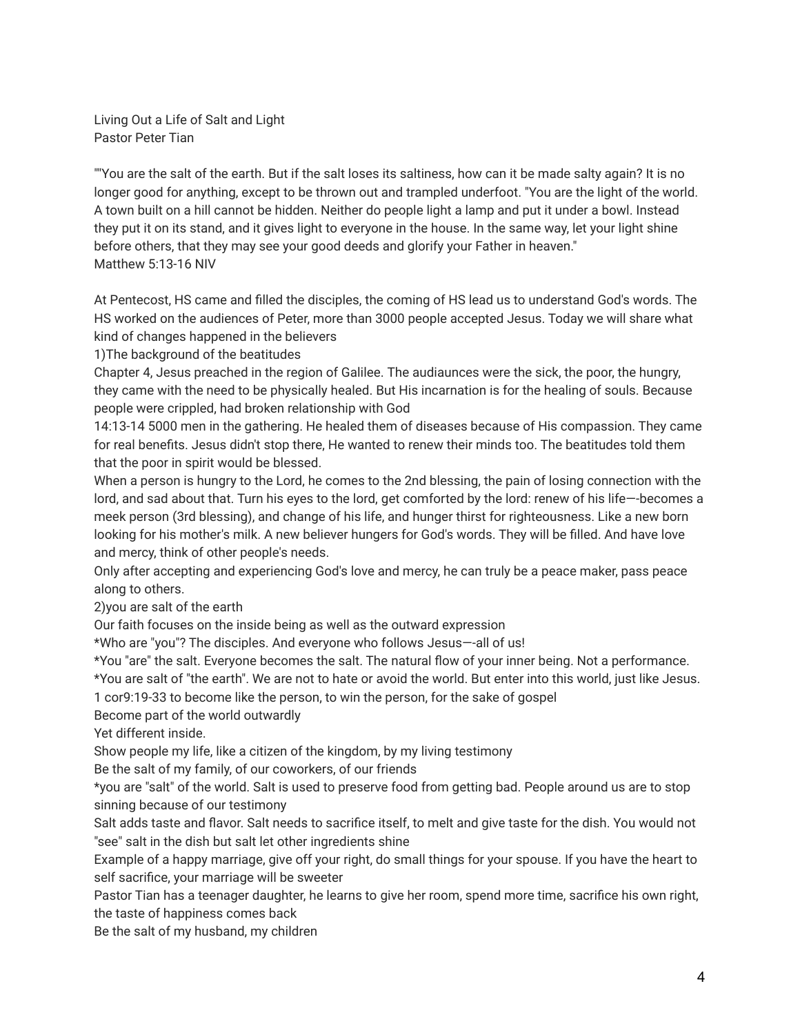Living Out a Life of Salt and Light
Pastor Peter Tian

""You are the salt of the earth. But if the salt loses its saltiness, how can it be made salty again? It is no longer good for anything, except to be thrown out and trampled underfoot. "You are the light of the world. A town built on a hill cannot be hidden. Neither do people light a lamp and put it under a bowl. Instead they put it on its stand, and it gives light to everyone in the house. In the same way, let your light shine before others, that they may see your good deeds and glorify your Father in heaven."
Matthew 5:13-16 NIV

At Pentecost, HS came and filled the disciples, the coming of HS lead us to understand God's words. The HS worked on the audiences of Peter, more than 3000 people accepted Jesus. Today we will share what kind of changes happened in the believers

1)The background of the beatitudes

Chapter 4, Jesus preached in the region of Galilee. The audiaunces were the sick, the poor, the hungry, they came with the need to be physically healed. But His incarnation is for the healing of souls. Because people were crippled, had broken relationship with God

14:13-14 5000 men in the gathering. He healed them of diseases because of His compassion. They came for real benefits. Jesus didn't stop there, He wanted to renew their minds too. The beatitudes told them that the poor in spirit would be blessed.

When a person is hungry to the Lord, he comes to the 2nd blessing, the pain of losing connection with the lord, and sad about that. Turn his eyes to the lord, get comforted by the lord: renew of his life—-becomes a meek person (3rd blessing), and change of his life, and hunger thirst for righteousness. Like a new born looking for his mother's milk. A new believer hungers for God's words. They will be filled. And have love and mercy, think of other people's needs.

Only after accepting and experiencing God's love and mercy, he can truly be a peace maker, pass peace along to others.

2)you are salt of the earth

Our faith focuses on the inside being as well as the outward expression

*Who are "you"? The disciples. And everyone who follows Jesus—-all of us!

*You "are" the salt. Everyone becomes the salt. The natural flow of your inner being. Not a performance.

*You are salt of "the earth". We are not to hate or avoid the world. But enter into this world, just like Jesus.

1 cor9:19-33 to become like the person, to win the person, for the sake of gospel

Become part of the world outwardly

Yet different inside.

Show people my life, like a citizen of the kingdom, by my living testimony

Be the salt of my family, of our coworkers, of our friends

*you are "salt" of the world. Salt is used to preserve food from getting bad. People around us are to stop sinning because of our testimony

Salt adds taste and flavor. Salt needs to sacrifice itself, to melt and give taste for the dish. You would not "see" salt in the dish but salt let other ingredients shine

Example of a happy marriage, give off your right, do small things for your spouse. If you have the heart to self sacrifice, your marriage will be sweeter

Pastor Tian has a teenager daughter, he learns to give her room, spend more time, sacrifice his own right, the taste of happiness comes back

Be the salt of my husband, my children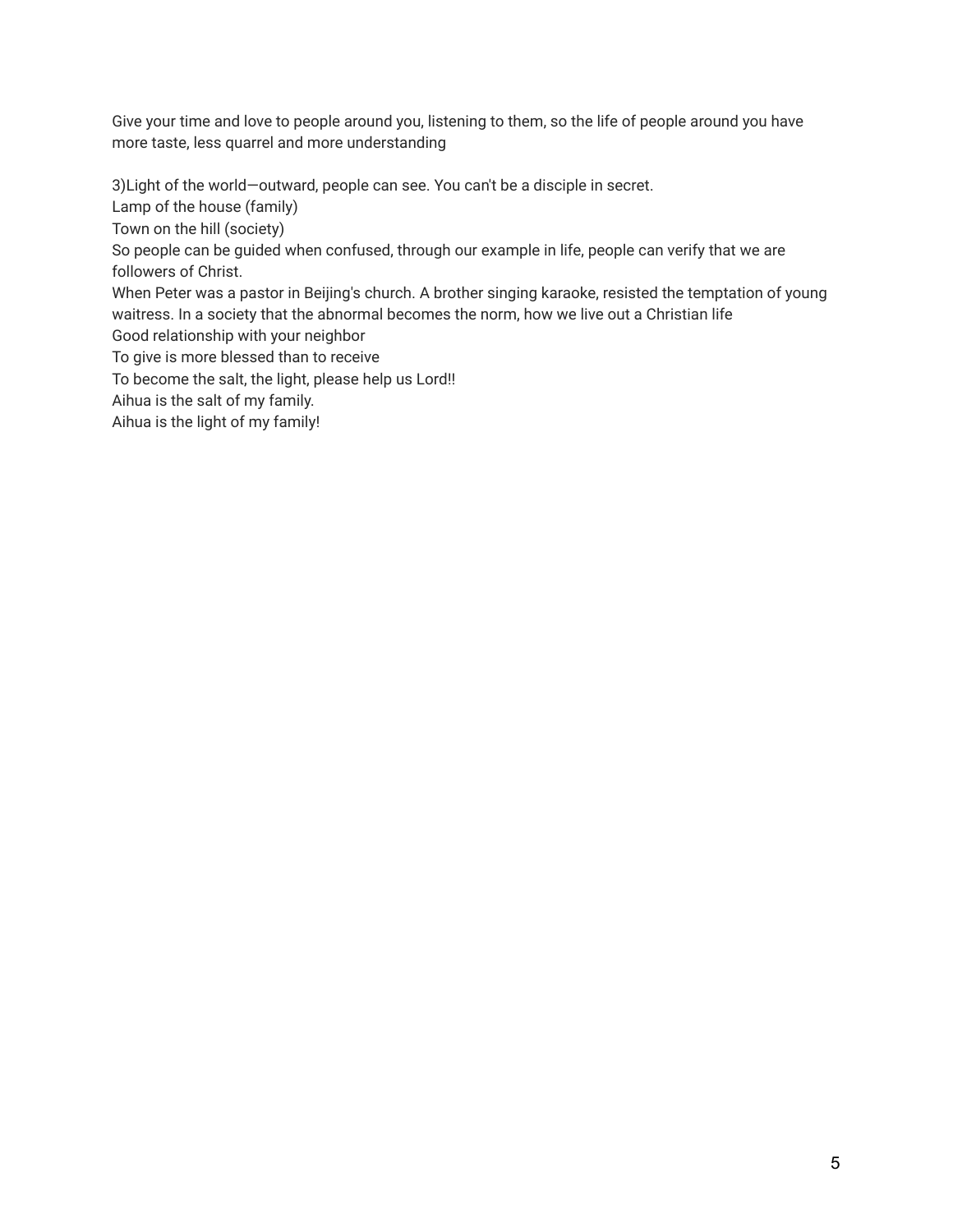Give your time and love to people around you, listening to them, so the life of people around you have more taste, less quarrel and more understanding

3)Light of the world—outward, people can see. You can't be a disciple in secret.
Lamp of the house (family)
Town on the hill (society)
So people can be guided when confused, through our example in life, people can verify that we are followers of Christ.
When Peter was a pastor in Beijing's church. A brother singing karaoke, resisted the temptation of young waitress. In a society that the abnormal becomes the norm, how we live out a Christian life
Good relationship with your neighbor
To give is more blessed than to receive
To become the salt, the light, please help us Lord!!
Aihua is the salt of my family.
Aihua is the light of my family!